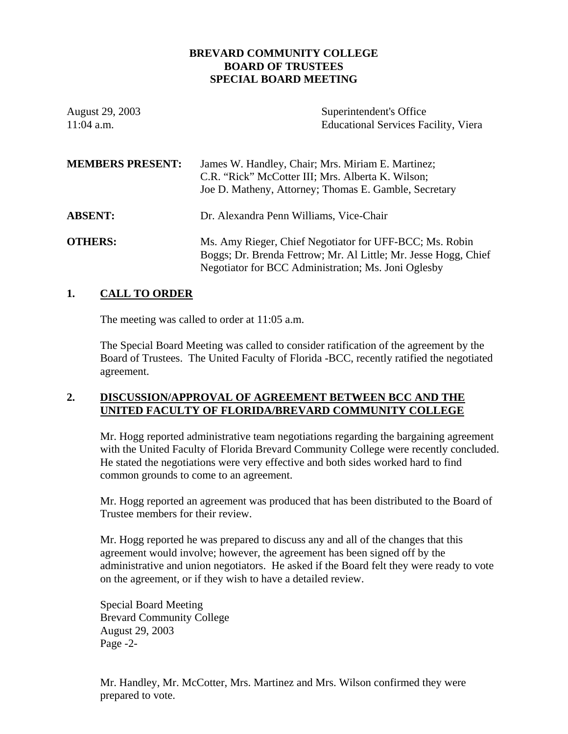# BREVARD COMMUNITY COLLEGE
# BOARD OF TRUSTEES
# SPECIAL BOARD MEETING

August 29, 2003
11:04 a.m.

Superintendent's Office
Educational Services Facility, Viera

**MEMBERS PRESENT:** James W. Handley, Chair; Mrs. Miriam E. Martinez; C.R. "Rick" McCotter III; Mrs. Alberta K. Wilson; Joe D. Matheny, Attorney; Thomas E. Gamble, Secretary

**ABSENT:** Dr. Alexandra Penn Williams, Vice-Chair

**OTHERS:** Ms. Amy Rieger, Chief Negotiator for UFF-BCC; Ms. Robin Boggs; Dr. Brenda Fettrow; Mr. Al Little; Mr. Jesse Hogg, Chief Negotiator for BCC Administration; Ms. Joni Oglesby

## 1. CALL TO ORDER

The meeting was called to order at 11:05 a.m.

The Special Board Meeting was called to consider ratification of the agreement by the Board of Trustees. The United Faculty of Florida -BCC, recently ratified the negotiated agreement.

## 2. DISCUSSION/APPROVAL OF AGREEMENT BETWEEN BCC AND THE UNITED FACULTY OF FLORIDA/BREVARD COMMUNITY COLLEGE

Mr. Hogg reported administrative team negotiations regarding the bargaining agreement with the United Faculty of Florida Brevard Community College were recently concluded. He stated the negotiations were very effective and both sides worked hard to find common grounds to come to an agreement.

Mr. Hogg reported an agreement was produced that has been distributed to the Board of Trustee members for their review.

Mr. Hogg reported he was prepared to discuss any and all of the changes that this agreement would involve; however, the agreement has been signed off by the administrative and union negotiators. He asked if the Board felt they were ready to vote on the agreement, or if they wish to have a detailed review.

Mr. Handley, Mr. McCotter, Mrs. Martinez and Mrs. Wilson confirmed they were prepared to vote.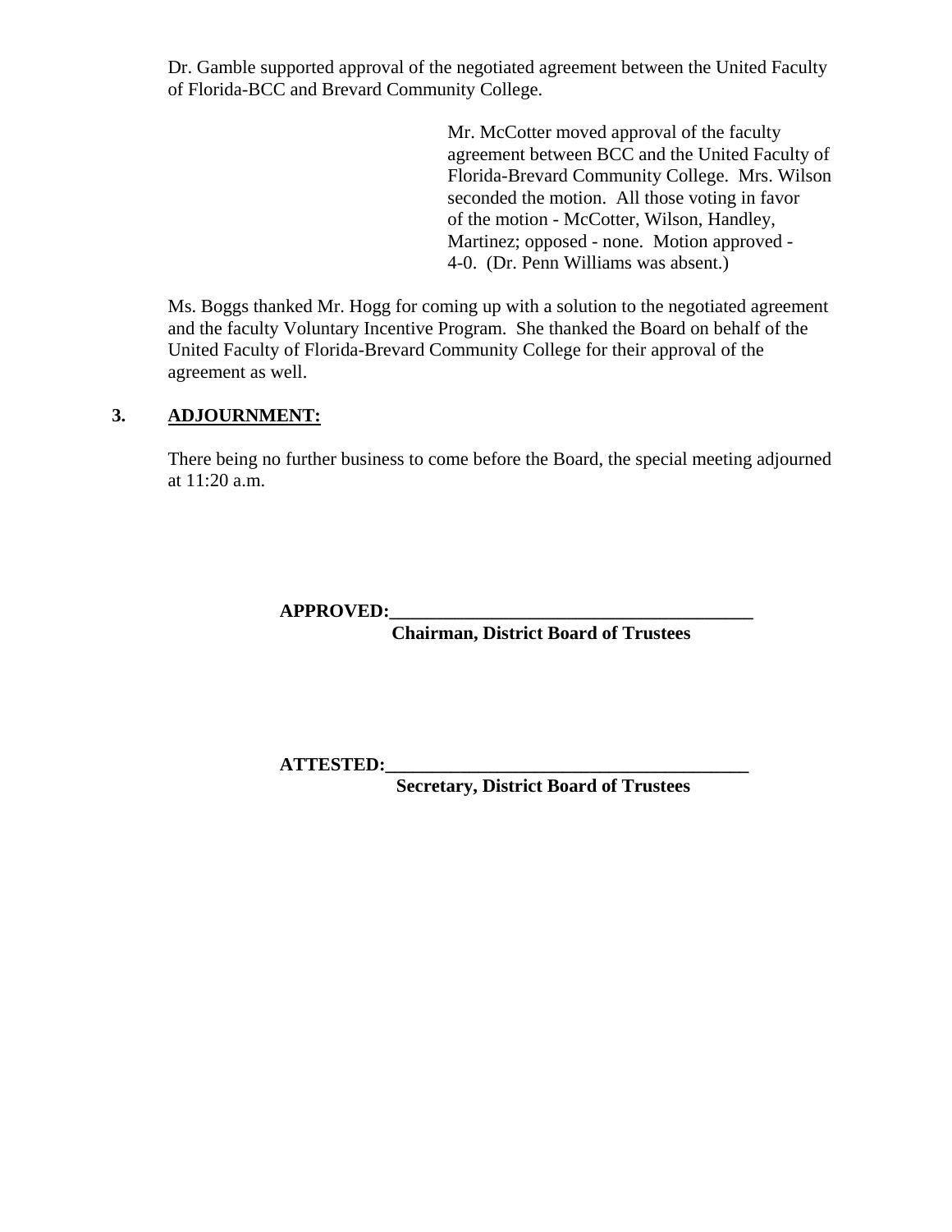Dr. Gamble supported approval of the negotiated agreement between the United Faculty of Florida-BCC and Brevard Community College.

Mr. McCotter moved approval of the faculty agreement between BCC and the United Faculty of Florida-Brevard Community College. Mrs. Wilson seconded the motion. All those voting in favor of the motion - McCotter, Wilson, Handley, Martinez; opposed - none. Motion approved - 4-0. (Dr. Penn Williams was absent.)

Ms. Boggs thanked Mr. Hogg for coming up with a solution to the negotiated agreement and the faculty Voluntary Incentive Program. She thanked the Board on behalf of the United Faculty of Florida-Brevard Community College for their approval of the agreement as well.

**3. ADJOURNMENT:**

There being no further business to come before the Board, the special meeting adjourned at 11:20 a.m.

**APPROVED:**_______________________________________
**Chairman, District Board of Trustees**

**ATTESTED:**_______________________________________
**Secretary, District Board of Trustees**